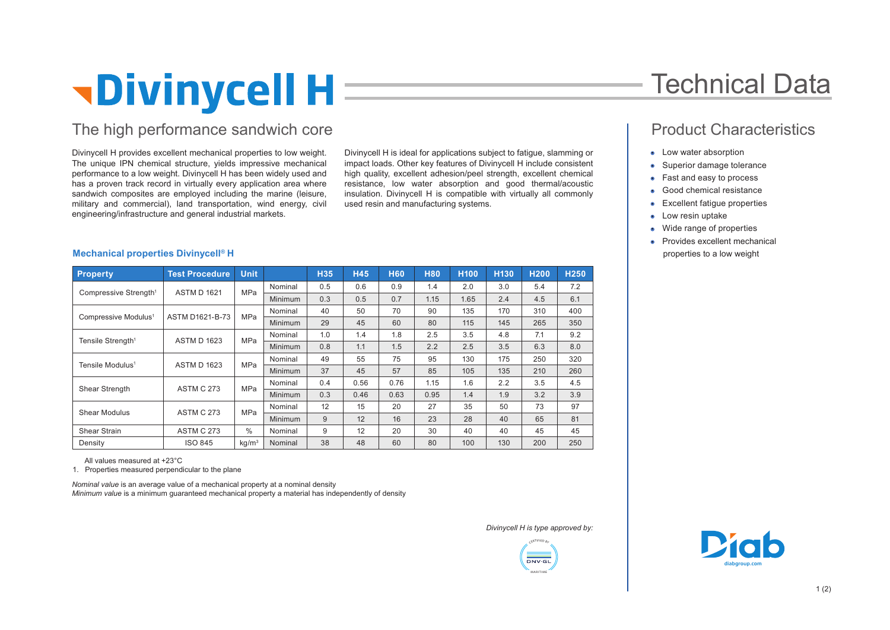# Divinycell H

# Technical Data

## The high performance sandwich core

Divinycell H provides excellent mechanical properties to low weight. The unique IPN chemical structure, yields impressive mechanical performance to a low weight. Divinycell H has been widely used and has a proven track record in virtually every application area where sandwich composites are employed including the marine (leisure, military and commercial), land transportation, wind energy, civil engineering/infrastructure and general industrial markets.

Divinycell H is ideal for applications subject to fatigue, slamming or impact loads. Other key features of Divinycell H include consistent high quality, excellent adhesion/peel strength, excellent chemical resistance, low water absorption and good thermal/acoustic insulation. Divinycell H is compatible with virtually all commonly used resin and manufacturing systems.

### Mechanical properties Divinycell® H

| Property | Test Procedure | Unit | | H35 | H45 | H60 | H80 | H100 | H130 | H200 | H250 |
|---|---|---|---|---|---|---|---|---|---|---|---|
| Compressive Strength[1] | ASTM D 1621 | MPa | Nominal | 0.5 | 0.6 | 0.9 | 1.4 | 2.0 | 3.0 | 5.4 | 7.2 |
| | | | Minimum | 0.3 | 0.5 | 0.7 | 1.15 | 1.65 | 2.4 | 4.5 | 6.1 |
| Compressive Modulus[1] | ASTM D1621-B-73 | MPa | Nominal | 40 | 50 | 70 | 90 | 135 | 170 | 310 | 400 |
| | | | Minimum | 29 | 45 | 60 | 80 | 115 | 145 | 265 | 350 |
| Tensile Strength[1] | ASTM D 1623 | MPa | Nominal | 1.0 | 1.4 | 1.8 | 2.5 | 3.5 | 4.8 | 7.1 | 9.2 |
| | | | Minimum | 0.8 | 1.1 | 1.5 | 2.2 | 2.5 | 3.5 | 6.3 | 8.0 |
| Tensile Modulus[1] | ASTM D 1623 | MPa | Nominal | 49 | 55 | 75 | 95 | 130 | 175 | 250 | 320 |
| | | | Minimum | 37 | 45 | 57 | 85 | 105 | 135 | 210 | 260 |
| Shear Strength | ASTM C 273 | MPa | Nominal | 0.4 | 0.56 | 0.76 | 1.15 | 1.6 | 2.2 | 3.5 | 4.5 |
| | | | Minimum | 0.3 | 0.46 | 0.63 | 0.95 | 1.4 | 1.9 | 3.2 | 3.9 |
| Shear Modulus | ASTM C 273 | MPa | Nominal | 12 | 15 | 20 | 27 | 35 | 50 | 73 | 97 |
| | | | Minimum | 9 | 12 | 16 | 23 | 28 | 40 | 65 | 81 |
| Shear Strain | ASTM C 273 | % | Nominal | 9 | 12 | 20 | 30 | 40 | 40 | 45 | 45 |
| Density | ISO 845 | $kg/m^3$ | Nominal | 38 | 48 | 60 | 80 | 100 | 130 | 200 | 250 |

All values measured at +23°C

1. Properties measured perpendicular to the plane

*Nominal value* is an average value of a mechanical property at a nominal density
*Minimum value* is a minimum guaranteed mechanical property a material has independently of density

*Divinycell H is type approved by:*

CERTIFIED BY DNV·GL MARITIME

## Product Characteristics

- Low water absorption
- Superior damage tolerance
- Fast and easy to process
- Good chemical resistance
- Excellent fatigue properties
- Low resin uptake
- Wide range of properties
- Provides excellent mechanical properties to a low weight

Diab
diabgroup.com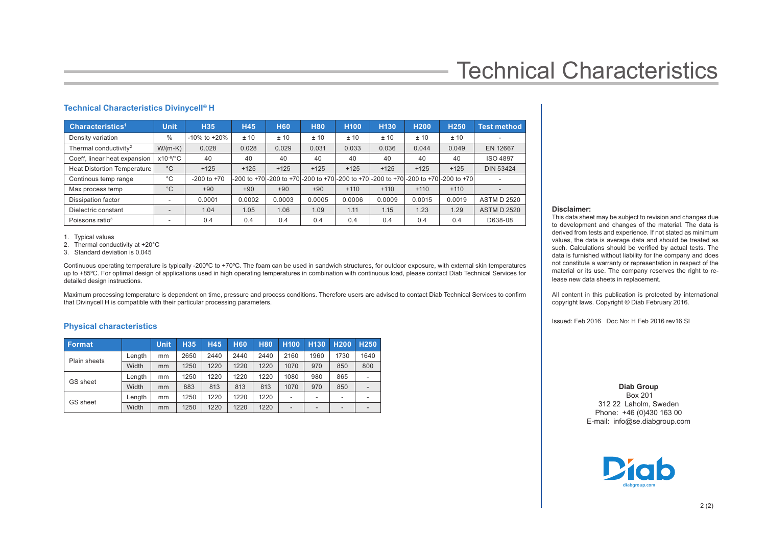# Technical Characteristics

### Technical Characteristics Divinycell® H

| Characteristics[1] | Unit | H35 | H45 | H60 | H80 | H100 | H130 | H200 | H250 | Test method |
|---|---|---|---|---|---|---|---|---|---|---|
| Density variation | % | -10% to +20% | ± 10 | ± 10 | ± 10 | ± 10 | ± 10 | ± 10 | ± 10 | - |
| Thermal conductivity[2] | W/(m-K) | 0.028 | 0.028 | 0.029 | 0.031 | 0.033 | 0.036 | 0.044 | 0.049 | EN 12667 |
| Coeff, linear heat expansion | $x10^{-6}$/°C | 40 | 40 | 40 | 40 | 40 | 40 | 40 | 40 | ISO 4897 |
| Heat Distortion Temperature | °C | +125 | +125 | +125 | +125 | +125 | +125 | +125 | +125 | DIN 53424 |
| Continous temp range | °C | -200 to +70 | -200 to +70 | -200 to +70 | -200 to +70 | -200 to +70 | -200 to +70 | -200 to +70 | -200 to +70 | - |
| Max process temp | °C | +90 | +90 | +90 | +90 | +110 | +110 | +110 | +110 | - |
| Dissipation factor | - | 0.0001 | 0.0002 | 0.0003 | 0.0005 | 0.0006 | 0.0009 | 0.0015 | 0.0019 | ASTM D 2520 |
| Dielectric constant | - | 1.04 | 1.05 | 1.06 | 1.09 | 1.11 | 1.15 | 1.23 | 1.29 | ASTM D 2520 |
| Poissons ratio[3] | - | 0.4 | 0.4 | 0.4 | 0.4 | 0.4 | 0.4 | 0.4 | 0.4 | D638-08 |

1. Typical values
2. Thermal conductivity at +20°C
3. Standard deviation is 0.045

Continuous operating temperature is typically -200ºC to +70ºC. The foam can be used in sandwich structures, for outdoor exposure, with external skin temperatures up to +85ºC. For optimal design of applications used in high operating temperatures in combination with continuous load, please contact Diab Technical Services for detailed design instructions.

Maximum processing temperature is dependent on time, pressure and process conditions. Therefore users are advised to contact Diab Technical Services to confirm that Divinycell H is compatible with their particular processing parameters.

### Physical characteristics

| Format | | Unit | H35 | H45 | H60 | H80 | H100 | H130 | H200 | H250 |
|---|---|---|---|---|---|---|---|---|---|---|
| Plain sheets | Length | mm | 2650 | 2440 | 2440 | 2440 | 2160 | 1960 | 1730 | 1640 |
| | Width | mm | 1250 | 1220 | 1220 | 1220 | 1070 | 970 | 850 | 800 |
| GS sheet | Length | mm | 1250 | 1220 | 1220 | 1220 | 1080 | 980 | 865 | - |
| | Width | mm | 883 | 813 | 813 | 813 | 1070 | 970 | 850 | - |
| GS sheet | Length | mm | 1250 | 1220 | 1220 | 1220 | - | - | - | - |
| | Width | mm | 1250 | 1220 | 1220 | 1220 | - | - | - | - |

**Disclaimer:**
This data sheet may be subject to revision and changes due to development and changes of the material. The data is derived from tests and experience. If not stated as minimum values, the data is average data and should be treated as such. Calculations should be verified by actual tests. The data is furnished without liability for the company and does not constitute a warranty or representation in respect of the material or its use. The company reserves the right to release new data sheets in replacement.

All content in this publication is protected by international copyright laws. Copyright © Diab February 2016.

Issued: Feb 2016 Doc No: H Feb 2016 rev16 SI

**Diab Group**
Box 201
312 22 Laholm, Sweden
Phone: +46 (0)430 163 00
E-mail: info@se.diabgroup.com

Diab
diabgroup.com